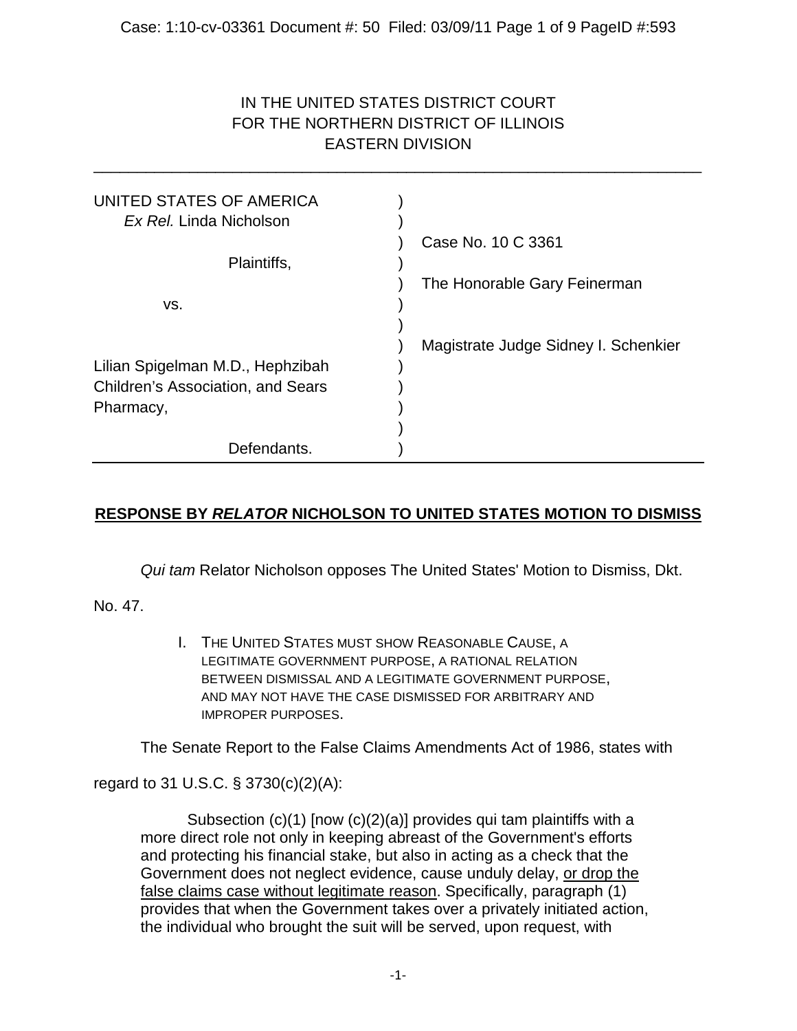IN THE UNITED STATES DISTRICT COURT
FOR THE NORTHERN DISTRICT OF ILLINOIS
EASTERN DIVISION

| | | |
|---|---|---|
| UNITED STATES OF AMERICA | ) | |
| *Ex Rel.* Linda Nicholson | ) | |
| | ) | Case No. 10 C 3361 |
| Plaintiffs, | ) | |
| | ) | The Honorable Gary Feinerman |
| vs. | ) | |
| | ) | |
| | ) | Magistrate Judge Sidney I. Schenkier |
| Lilian Spigelman M.D., Hephzibah | ) | |
| Children's Association, and Sears | ) | |
| Pharmacy, | ) | |
| | ) | |
| Defendants. | ) | |

## RESPONSE BY *RELATOR* NICHOLSON TO UNITED STATES MOTION TO DISMISS

*Qui tam* Relator Nicholson opposes The United States' Motion to Dismiss, Dkt. No. 47.

### I. THE UNITED STATES MUST SHOW REASONABLE CAUSE, A LEGITIMATE GOVERNMENT PURPOSE, A RATIONAL RELATION BETWEEN DISMISSAL AND A LEGITIMATE GOVERNMENT PURPOSE, AND MAY NOT HAVE THE CASE DISMISSED FOR ARBITRARY AND IMPROPER PURPOSES.

The Senate Report to the False Claims Amendments Act of 1986, states with regard to 31 U.S.C. § 3730(c)(2)(A):

> Subsection (c)(1) [now (c)(2)(a)] provides qui tam plaintiffs with a more direct role not only in keeping abreast of the Government's efforts and protecting his financial stake, but also in acting as a check that the Government does not neglect evidence, cause unduly delay, or drop the false claims case without legitimate reason. Specifically, paragraph (1) provides that when the Government takes over a privately initiated action, the individual who brought the suit will be served, upon request, with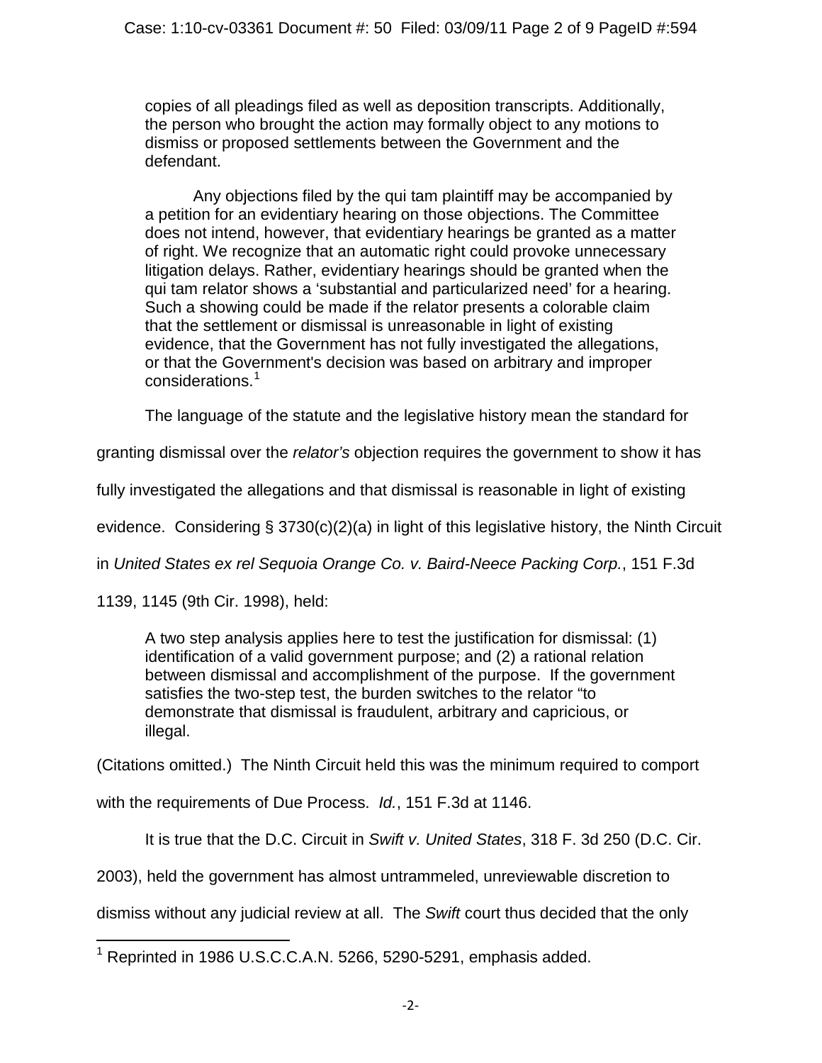> copies of all pleadings filed as well as deposition transcripts. Additionally, the person who brought the action may formally object to any motions to dismiss or proposed settlements between the Government and the defendant.
>
> Any objections filed by the qui tam plaintiff may be accompanied by a petition for an evidentiary hearing on those objections. The Committee does not intend, however, that evidentiary hearings be granted as a matter of right. We recognize that an automatic right could provoke unnecessary litigation delays. Rather, evidentiary hearings should be granted when the qui tam relator shows a 'substantial and particularized need' for a hearing. Such a showing could be made if the relator presents a colorable claim that the settlement or dismissal is unreasonable in light of existing evidence, that the Government has not fully investigated the allegations, or that the Government's decision was based on arbitrary and improper considerations.[1]

The language of the statute and the legislative history mean the standard for granting dismissal over the *relator's* objection requires the government to show it has fully investigated the allegations and that dismissal is reasonable in light of existing evidence. Considering § 3730(c)(2)(a) in light of this legislative history, the Ninth Circuit in *United States ex rel Sequoia Orange Co. v. Baird-Neece Packing Corp.*, 151 F.3d 1139, 1145 (9th Cir. 1998), held:

> A two step analysis applies here to test the justification for dismissal: (1) identification of a valid government purpose; and (2) a rational relation between dismissal and accomplishment of the purpose. If the government satisfies the two-step test, the burden switches to the relator "to demonstrate that dismissal is fraudulent, arbitrary and capricious, or illegal.

(Citations omitted.) The Ninth Circuit held this was the minimum required to comport with the requirements of Due Process. *Id.*, 151 F.3d at 1146.

It is true that the D.C. Circuit in *Swift v. United States*, 318 F. 3d 250 (D.C. Cir. 2003), held the government has almost untrammeled, unreviewable discretion to dismiss without any judicial review at all. The *Swift* court thus decided that the only

---

[1] Reprinted in 1986 U.S.C.C.A.N. 5266, 5290-5291, emphasis added.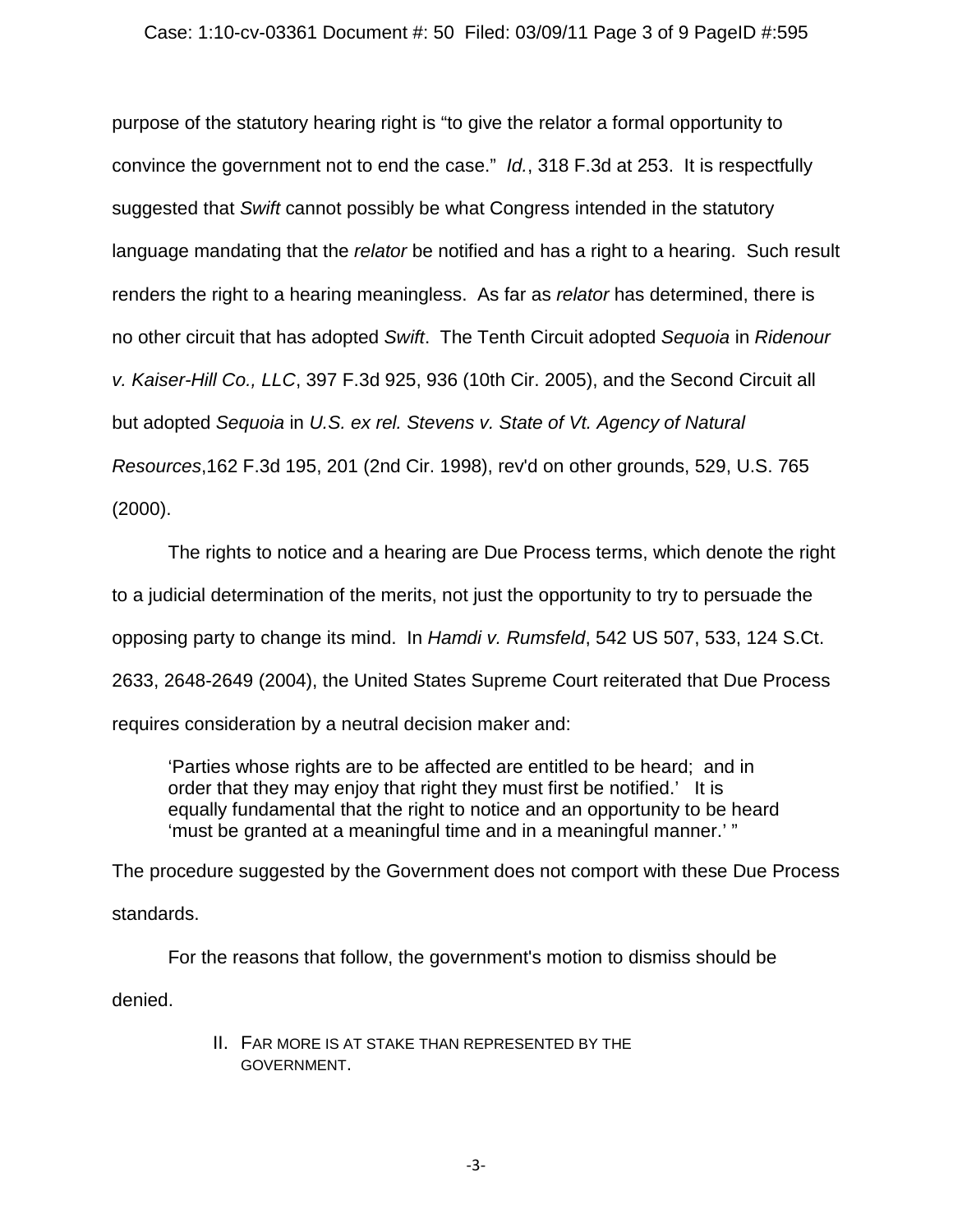purpose of the statutory hearing right is "to give the relator a formal opportunity to convince the government not to end the case." *Id.*, 318 F.3d at 253. It is respectfully suggested that *Swift* cannot possibly be what Congress intended in the statutory language mandating that the *relator* be notified and has a right to a hearing. Such result renders the right to a hearing meaningless. As far as *relator* has determined, there is no other circuit that has adopted *Swift*. The Tenth Circuit adopted *Sequoia* in *Ridenour v. Kaiser-Hill Co., LLC*, 397 F.3d 925, 936 (10th Cir. 2005), and the Second Circuit all but adopted *Sequoia* in *U.S. ex rel. Stevens v. State of Vt. Agency of Natural Resources*,162 F.3d 195, 201 (2nd Cir. 1998), rev'd on other grounds, 529, U.S. 765 (2000).

The rights to notice and a hearing are Due Process terms, which denote the right to a judicial determination of the merits, not just the opportunity to try to persuade the opposing party to change its mind. In *Hamdi v. Rumsfeld*, 542 US 507, 533, 124 S.Ct. 2633, 2648-2649 (2004), the United States Supreme Court reiterated that Due Process requires consideration by a neutral decision maker and:

> 'Parties whose rights are to be affected are entitled to be heard; and in order that they may enjoy that right they must first be notified.' It is equally fundamental that the right to notice and an opportunity to be heard 'must be granted at a meaningful time and in a meaningful manner.' "

The procedure suggested by the Government does not comport with these Due Process standards.

For the reasons that follow, the government's motion to dismiss should be denied.

## II. FAR MORE IS AT STAKE THAN REPRESENTED BY THE GOVERNMENT.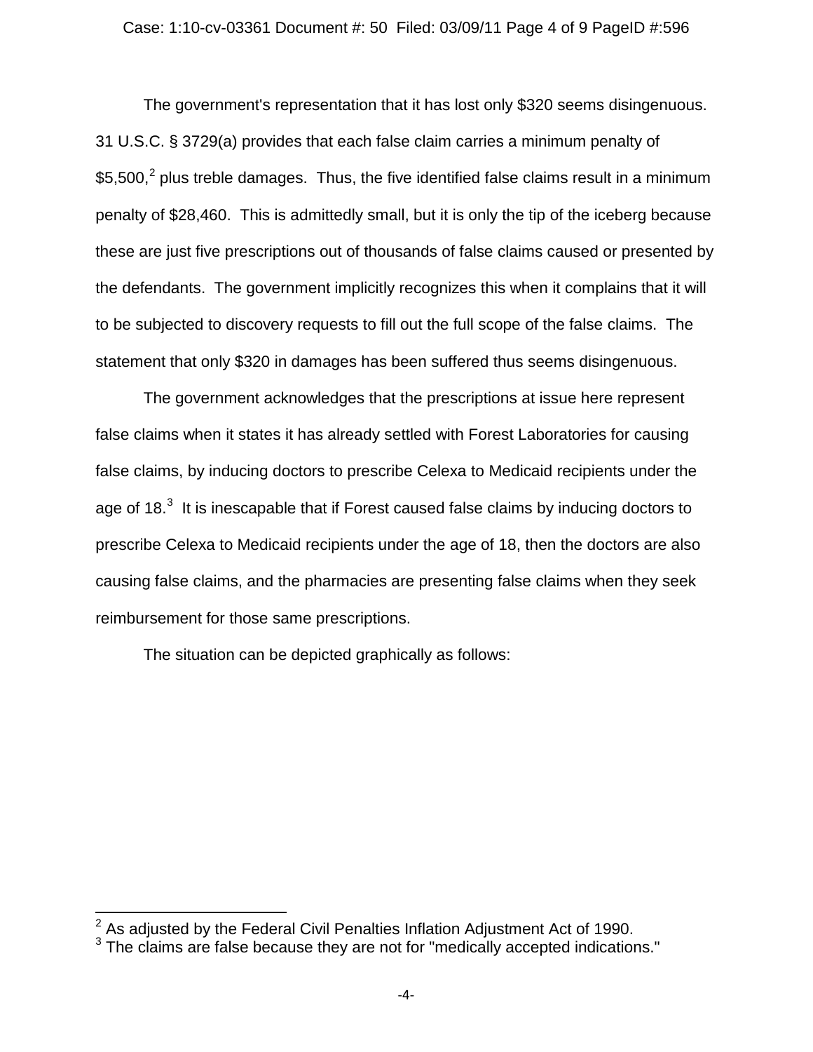The government's representation that it has lost only $320 seems disingenuous. 31 U.S.C. § 3729(a) provides that each false claim carries a minimum penalty of $5,500,[2] plus treble damages. Thus, the five identified false claims result in a minimum penalty of $28,460. This is admittedly small, but it is only the tip of the iceberg because these are just five prescriptions out of thousands of false claims caused or presented by the defendants. The government implicitly recognizes this when it complains that it will to be subjected to discovery requests to fill out the full scope of the false claims. The statement that only $320 in damages has been suffered thus seems disingenuous.

The government acknowledges that the prescriptions at issue here represent false claims when it states it has already settled with Forest Laboratories for causing false claims, by inducing doctors to prescribe Celexa to Medicaid recipients under the age of 18.[3] It is inescapable that if Forest caused false claims by inducing doctors to prescribe Celexa to Medicaid recipients under the age of 18, then the doctors are also causing false claims, and the pharmacies are presenting false claims when they seek reimbursement for those same prescriptions.

The situation can be depicted graphically as follows:

---

[2] As adjusted by the Federal Civil Penalties Inflation Adjustment Act of 1990.

[3] The claims are false because they are not for "medically accepted indications."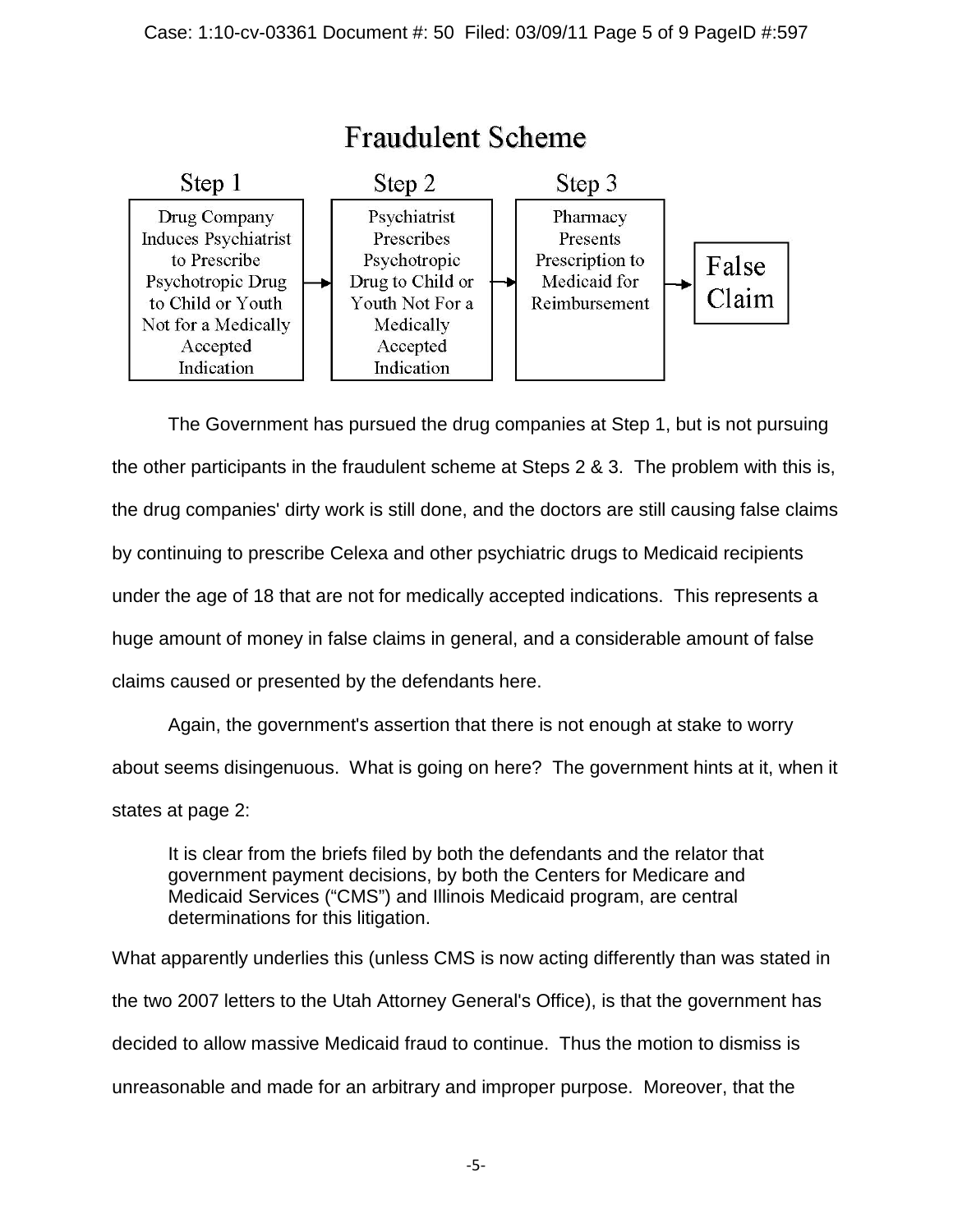## Fraudulent Scheme

| Step 1 | | Step 2 | | Step 3 | | |
|---|---|---|---|---|---|---|
| Drug Company Induces Psychiatrist to Prescribe Psychotropic Drug to Child or Youth Not for a Medically Accepted Indication | → | Psychiatrist Prescribes Psychotropic Drug to Child or Youth Not For a Medically Accepted Indication | → | Pharmacy Presents Prescription to Medicaid for Reimbursement | → | False Claim |

The Government has pursued the drug companies at Step 1, but is not pursuing the other participants in the fraudulent scheme at Steps 2 & 3. The problem with this is, the drug companies' dirty work is still done, and the doctors are still causing false claims by continuing to prescribe Celexa and other psychiatric drugs to Medicaid recipients under the age of 18 that are not for medically accepted indications. This represents a huge amount of money in false claims in general, and a considerable amount of false claims caused or presented by the defendants here.

Again, the government's assertion that there is not enough at stake to worry about seems disingenuous. What is going on here? The government hints at it, when it states at page 2:

> It is clear from the briefs filed by both the defendants and the relator that government payment decisions, by both the Centers for Medicare and Medicaid Services ("CMS") and Illinois Medicaid program, are central determinations for this litigation.

What apparently underlies this (unless CMS is now acting differently than was stated in the two 2007 letters to the Utah Attorney General's Office), is that the government has decided to allow massive Medicaid fraud to continue. Thus the motion to dismiss is unreasonable and made for an arbitrary and improper purpose. Moreover, that the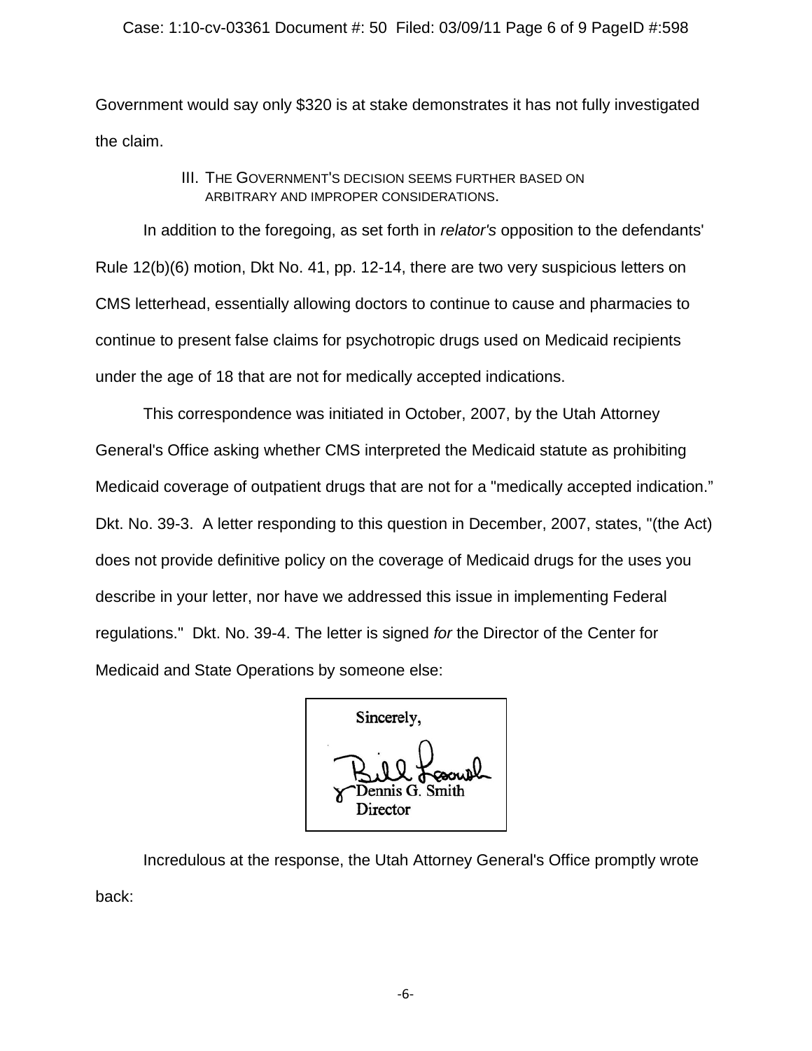Government would say only $320 is at stake demonstrates it has not fully investigated the claim.

### III. THE GOVERNMENT'S DECISION SEEMS FURTHER BASED ON ARBITRARY AND IMPROPER CONSIDERATIONS.

In addition to the foregoing, as set forth in *relator's* opposition to the defendants' Rule 12(b)(6) motion, Dkt No. 41, pp. 12-14, there are two very suspicious letters on CMS letterhead, essentially allowing doctors to continue to cause and pharmacies to continue to present false claims for psychotropic drugs used on Medicaid recipients under the age of 18 that are not for medically accepted indications.

This correspondence was initiated in October, 2007, by the Utah Attorney General's Office asking whether CMS interpreted the Medicaid statute as prohibiting Medicaid coverage of outpatient drugs that are not for a "medically accepted indication." Dkt. No. 39-3. A letter responding to this question in December, 2007, states, "(the Act) does not provide definitive policy on the coverage of Medicaid drugs for the uses you describe in your letter, nor have we addressed this issue in implementing Federal regulations." Dkt. No. 39-4. The letter is signed *for* the Director of the Center for Medicaid and State Operations by someone else:

Sincerely,

[signature]
Dennis G. Smith
Director

Incredulous at the response, the Utah Attorney General's Office promptly wrote back: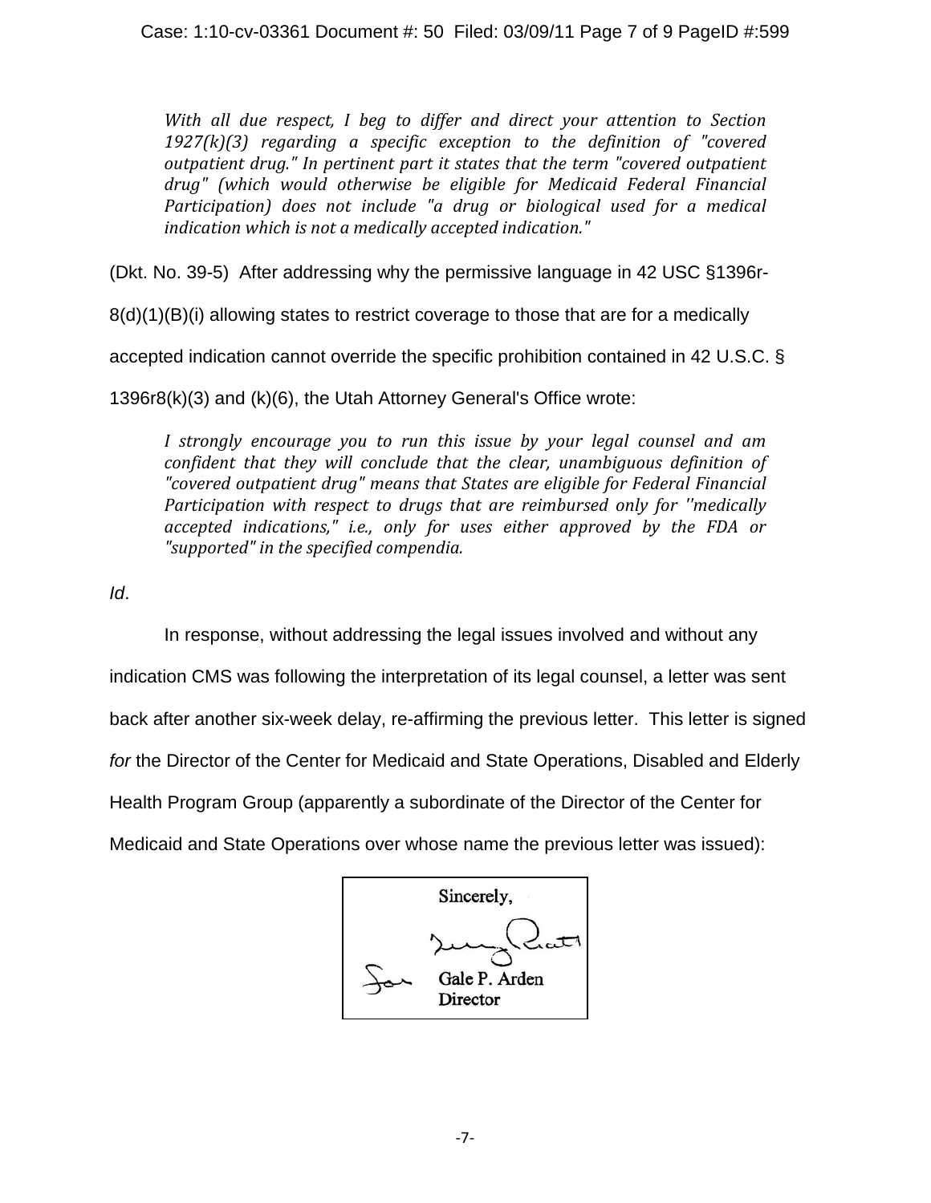*With all due respect, I beg to differ and direct your attention to Section 1927(k)(3) regarding a specific exception to the definition of "covered outpatient drug." In pertinent part it states that the term "covered outpatient drug" (which would otherwise be eligible for Medicaid Federal Financial Participation) does not include "a drug or biological used for a medical indication which is not a medically accepted indication."*

(Dkt. No. 39-5) After addressing why the permissive language in 42 USC §1396r-8(d)(1)(B)(i) allowing states to restrict coverage to those that are for a medically accepted indication cannot override the specific prohibition contained in 42 U.S.C. § 1396r8(k)(3) and (k)(6), the Utah Attorney General's Office wrote:

*I strongly encourage you to run this issue by your legal counsel and am confident that they will conclude that the clear, unambiguous definition of "covered outpatient drug" means that States are eligible for Federal Financial Participation with respect to drugs that are reimbursed only for ''medically accepted indications," i.e., only for uses either approved by the FDA or "supported" in the specified compendia.*

*Id*.

In response, without addressing the legal issues involved and without any indication CMS was following the interpretation of its legal counsel, a letter was sent back after another six-week delay, re-affirming the previous letter. This letter is signed *for* the Director of the Center for Medicaid and State Operations, Disabled and Elderly Health Program Group (apparently a subordinate of the Director of the Center for Medicaid and State Operations over whose name the previous letter was issued):

Sincerely,

For Gale P. Arden
Director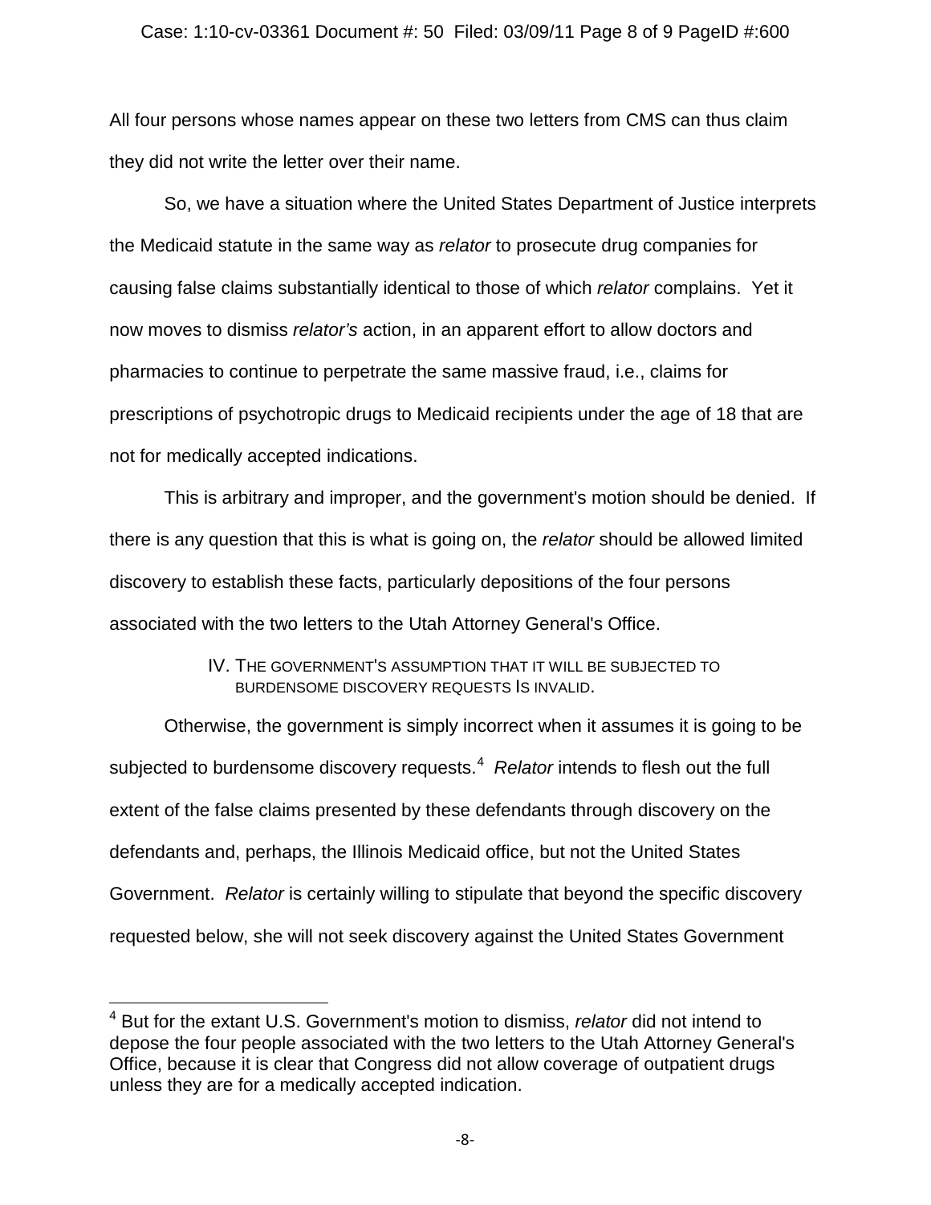All four persons whose names appear on these two letters from CMS can thus claim they did not write the letter over their name.

So, we have a situation where the United States Department of Justice interprets the Medicaid statute in the same way as *relator* to prosecute drug companies for causing false claims substantially identical to those of which *relator* complains. Yet it now moves to dismiss *relator's* action, in an apparent effort to allow doctors and pharmacies to continue to perpetrate the same massive fraud, i.e., claims for prescriptions of psychotropic drugs to Medicaid recipients under the age of 18 that are not for medically accepted indications.

This is arbitrary and improper, and the government's motion should be denied. If there is any question that this is what is going on, the *relator* should be allowed limited discovery to establish these facts, particularly depositions of the four persons associated with the two letters to the Utah Attorney General's Office.

## IV. THE GOVERNMENT'S ASSUMPTION THAT IT WILL BE SUBJECTED TO BURDENSOME DISCOVERY REQUESTS IS INVALID.

Otherwise, the government is simply incorrect when it assumes it is going to be subjected to burdensome discovery requests.[4] *Relator* intends to flesh out the full extent of the false claims presented by these defendants through discovery on the defendants and, perhaps, the Illinois Medicaid office, but not the United States Government. *Relator* is certainly willing to stipulate that beyond the specific discovery requested below, she will not seek discovery against the United States Government

---

[4] But for the extant U.S. Government's motion to dismiss, *relator* did not intend to depose the four people associated with the two letters to the Utah Attorney General's Office, because it is clear that Congress did not allow coverage of outpatient drugs unless they are for a medically accepted indication.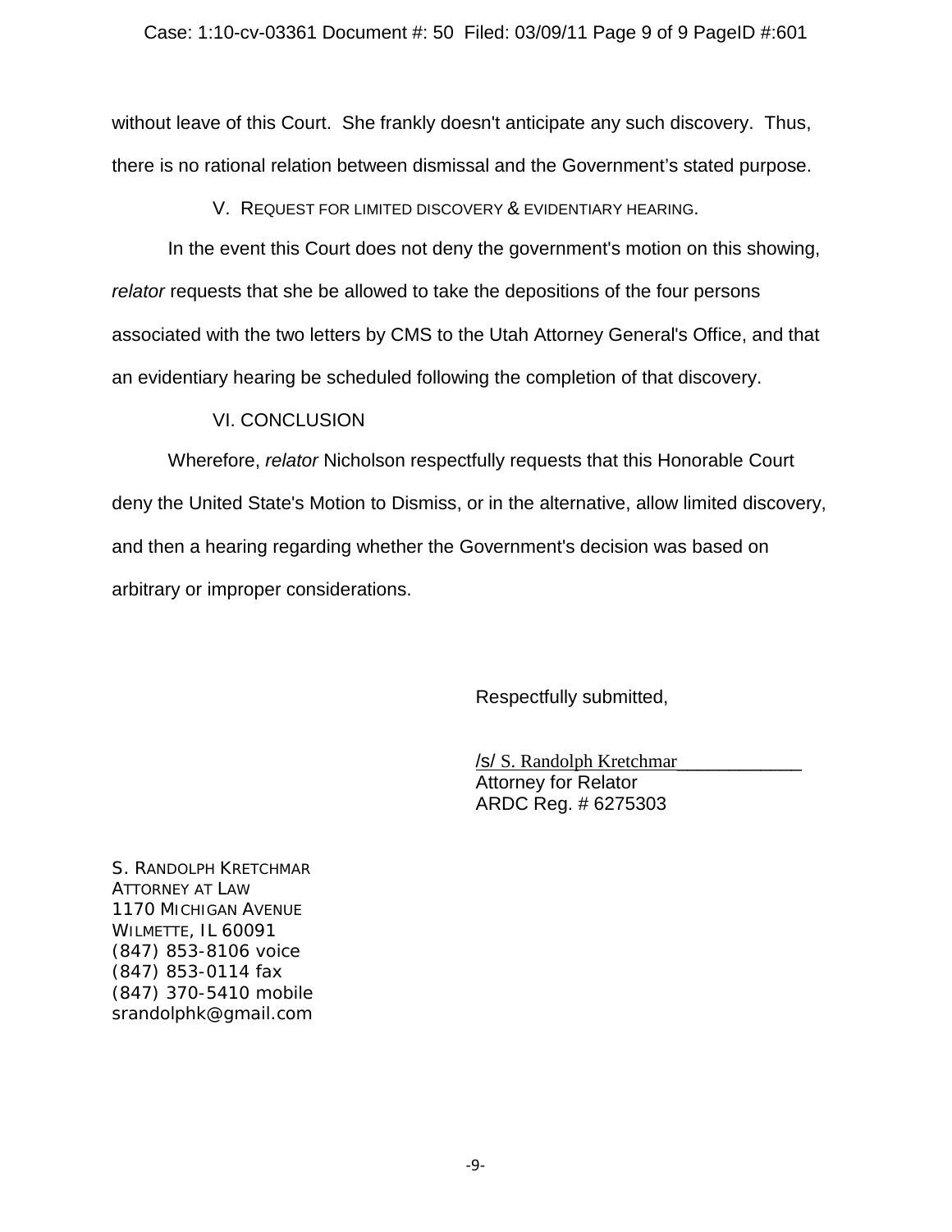without leave of this Court. She frankly doesn't anticipate any such discovery. Thus, there is no rational relation between dismissal and the Government's stated purpose.

## V. Request for limited discovery & evidentiary hearing.

In the event this Court does not deny the government's motion on this showing, *relator* requests that she be allowed to take the depositions of the four persons associated with the two letters by CMS to the Utah Attorney General's Office, and that an evidentiary hearing be scheduled following the completion of that discovery.

## VI. CONCLUSION

Wherefore, *relator* Nicholson respectfully requests that this Honorable Court deny the United State's Motion to Dismiss, or in the alternative, allow limited discovery, and then a hearing regarding whether the Government's decision was based on arbitrary or improper considerations.

Respectfully submitted,

/s/ S. Randolph Kretchmar
Attorney for Relator
ARDC Reg. # 6275303

S. Randolph Kretchmar
Attorney at Law
1170 Michigan Avenue
Wilmette, IL 60091
(847) 853-8106 voice
(847) 853-0114 fax
(847) 370-5410 mobile
srandolphk@gmail.com